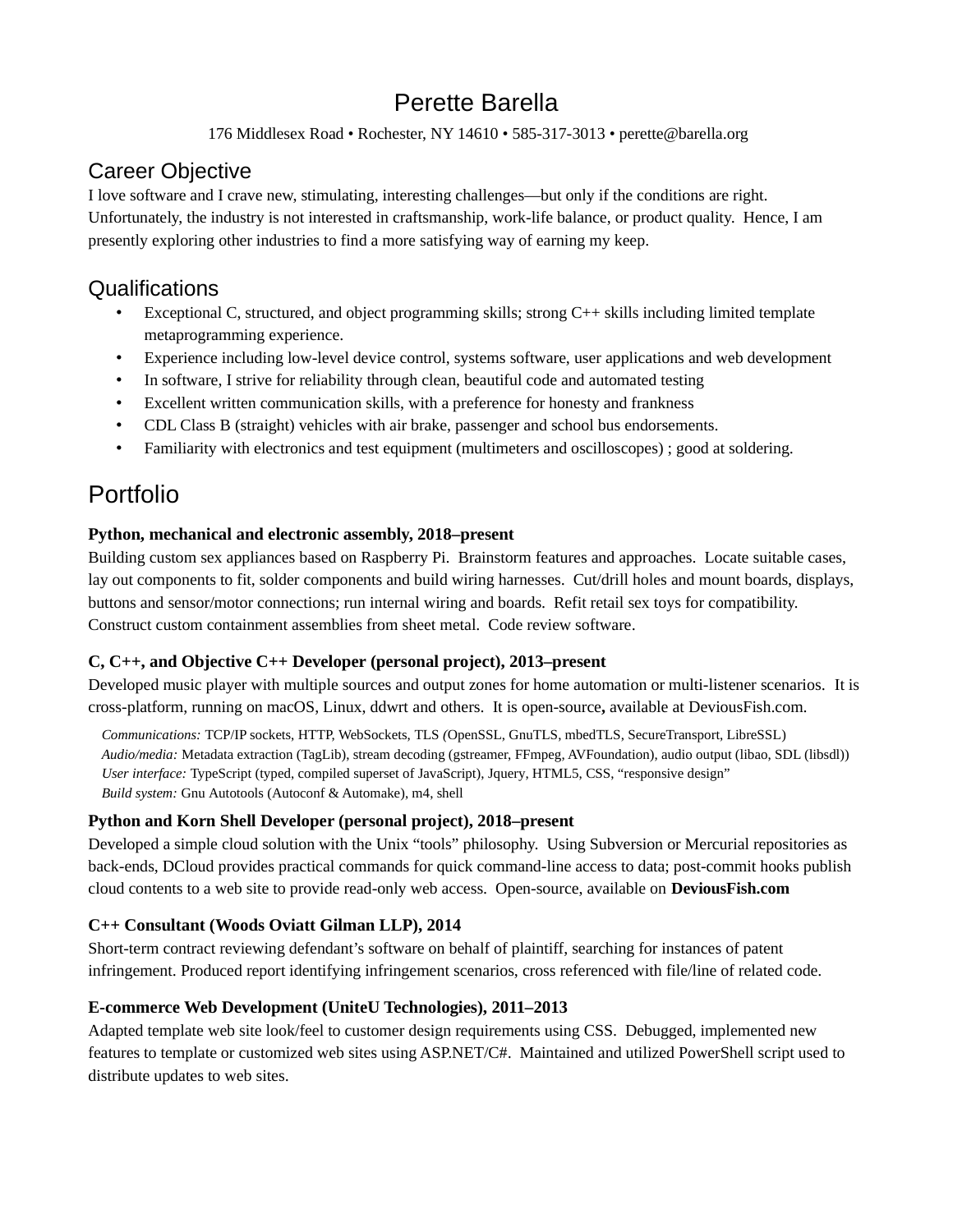# Perette Barella

176 Middlesex Road • Rochester, NY 14610 • 585-317-3013 • perette@barella.org

## Career Objective

I love software and I crave new, stimulating, interesting challenges—but only if the conditions are right. Unfortunately, the industry is not interested in craftsmanship, work-life balance, or product quality. Hence, I am presently exploring other industries to find a more satisfying way of earning my keep.

## Qualifications

- Exceptional C, structured, and object programming skills; strong C++ skills including limited template metaprogramming experience.
- Experience including low-level device control, systems software, user applications and web development
- In software, I strive for reliability through clean, beautiful code and automated testing
- Excellent written communication skills, with a preference for honesty and frankness
- CDL Class B (straight) vehicles with air brake, passenger and school bus endorsements.
- Familiarity with electronics and test equipment (multimeters and oscilloscopes) ; good at soldering.

## Portfolio

**Python, mechanical and electronic assembly, 2018–present**

Building custom sex appliances based on Raspberry Pi. Brainstorm features and approaches. Locate suitable cases, lay out components to fit, solder components and build wiring harnesses. Cut/drill holes and mount boards, displays, buttons and sensor/motor connections; run internal wiring and boards. Refit retail sex toys for compatibility. Construct custom containment assemblies from sheet metal. Code review software.

**C, C++, and Objective C++ Developer (personal project), 2013–present**

Developed music player with multiple sources and output zones for home automation or multi-listener scenarios. It is cross-platform, running on macOS, Linux, ddwrt and others. It is open-source**,** available at DeviousFish.com.

*Communications:* TCP/IP sockets, HTTP, WebSockets, TLS *(*OpenSSL, GnuTLS, mbedTLS, SecureTransport, LibreSSL)
*Audio/media:* Metadata extraction (TagLib), stream decoding (gstreamer, FFmpeg, AVFoundation), audio output (libao, SDL (libsdl))
*User interface:* TypeScript (typed, compiled superset of JavaScript), Jquery, HTML5, CSS, "responsive design"
*Build system:* Gnu Autotools (Autoconf & Automake), m4, shell

**Python and Korn Shell Developer (personal project), 2018–present**

Developed a simple cloud solution with the Unix "tools" philosophy. Using Subversion or Mercurial repositories as back-ends, DCloud provides practical commands for quick command-line access to data; post-commit hooks publish cloud contents to a web site to provide read-only web access. Open-source, available on **DeviousFish.com**

**C++ Consultant (Woods Oviatt Gilman LLP), 2014**

Short-term contract reviewing defendant's software on behalf of plaintiff, searching for instances of patent infringement. Produced report identifying infringement scenarios, cross referenced with file/line of related code.

**E-commerce Web Development (UniteU Technologies), 2011–2013**

Adapted template web site look/feel to customer design requirements using CSS. Debugged, implemented new features to template or customized web sites using ASP.NET/C#. Maintained and utilized PowerShell script used to distribute updates to web sites.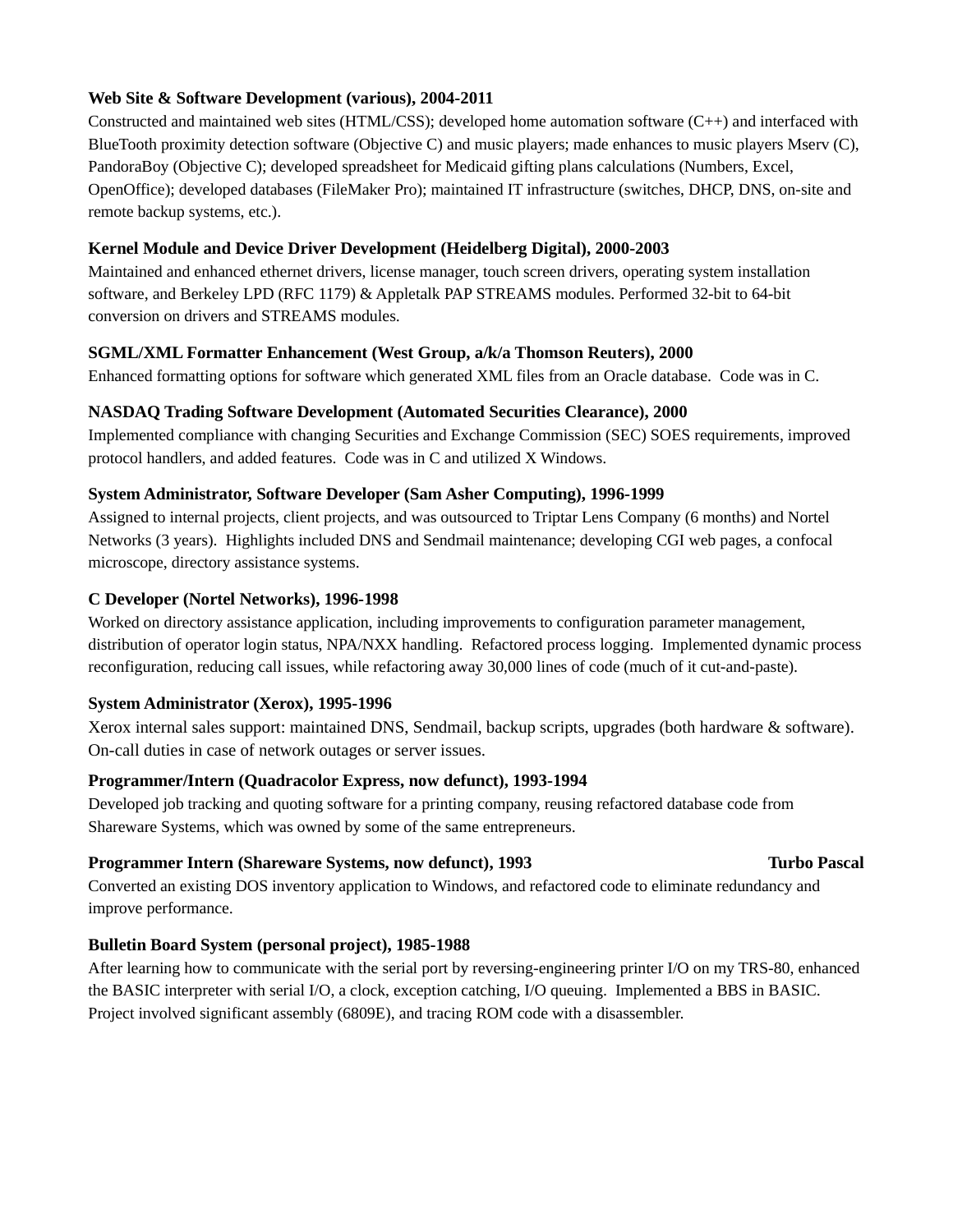**Web Site & Software Development (various), 2004-2011**

Constructed and maintained web sites (HTML/CSS); developed home automation software (C++) and interfaced with BlueTooth proximity detection software (Objective C) and music players; made enhances to music players Mserv (C), PandoraBoy (Objective C); developed spreadsheet for Medicaid gifting plans calculations (Numbers, Excel, OpenOffice); developed databases (FileMaker Pro); maintained IT infrastructure (switches, DHCP, DNS, on-site and remote backup systems, etc.).

**Kernel Module and Device Driver Development (Heidelberg Digital), 2000-2003**

Maintained and enhanced ethernet drivers, license manager, touch screen drivers, operating system installation software, and Berkeley LPD (RFC 1179) & Appletalk PAP STREAMS modules. Performed 32-bit to 64-bit conversion on drivers and STREAMS modules.

**SGML/XML Formatter Enhancement (West Group, a/k/a Thomson Reuters), 2000**

Enhanced formatting options for software which generated XML files from an Oracle database. Code was in C.

**NASDAQ Trading Software Development (Automated Securities Clearance), 2000**

Implemented compliance with changing Securities and Exchange Commission (SEC) SOES requirements, improved protocol handlers, and added features. Code was in C and utilized X Windows.

**System Administrator, Software Developer (Sam Asher Computing), 1996-1999**

Assigned to internal projects, client projects, and was outsourced to Triptar Lens Company (6 months) and Nortel Networks (3 years). Highlights included DNS and Sendmail maintenance; developing CGI web pages, a confocal microscope, directory assistance systems.

**C Developer (Nortel Networks), 1996-1998**

Worked on directory assistance application, including improvements to configuration parameter management, distribution of operator login status, NPA/NXX handling. Refactored process logging. Implemented dynamic process reconfiguration, reducing call issues, while refactoring away 30,000 lines of code (much of it cut-and-paste).

**System Administrator (Xerox), 1995-1996**

Xerox internal sales support: maintained DNS, Sendmail, backup scripts, upgrades (both hardware & software). On-call duties in case of network outages or server issues.

**Programmer/Intern (Quadracolor Express, now defunct), 1993-1994**

Developed job tracking and quoting software for a printing company, reusing refactored database code from Shareware Systems, which was owned by some of the same entrepreneurs.

**Programmer Intern (Shareware Systems, now defunct), 1993** **Turbo Pascal**

Converted an existing DOS inventory application to Windows, and refactored code to eliminate redundancy and improve performance.

**Bulletin Board System (personal project), 1985-1988**

After learning how to communicate with the serial port by reversing-engineering printer I/O on my TRS-80, enhanced the BASIC interpreter with serial I/O, a clock, exception catching, I/O queuing. Implemented a BBS in BASIC. Project involved significant assembly (6809E), and tracing ROM code with a disassembler.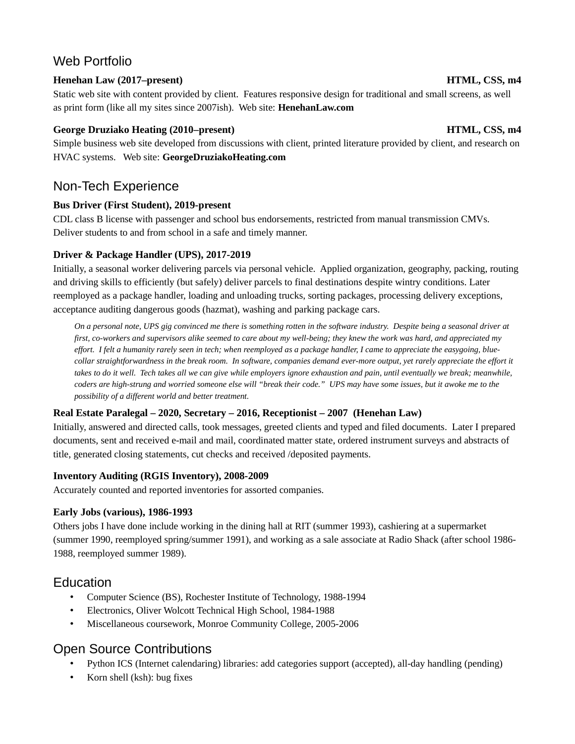## Web Portfolio

**Henehan Law (2017–present)** **HTML, CSS, m4**

Static web site with content provided by client. Features responsive design for traditional and small screens, as well as print form (like all my sites since 2007ish). Web site: **HenehanLaw.com**

**George Druziako Heating (2010–present)** **HTML, CSS, m4**

Simple business web site developed from discussions with client, printed literature provided by client, and research on HVAC systems. Web site: **GeorgeDruziakoHeating.com**

## Non-Tech Experience

**Bus Driver (First Student), 2019-present**

CDL class B license with passenger and school bus endorsements, restricted from manual transmission CMVs. Deliver students to and from school in a safe and timely manner.

**Driver & Package Handler (UPS), 2017-2019**

Initially, a seasonal worker delivering parcels via personal vehicle. Applied organization, geography, packing, routing and driving skills to efficiently (but safely) deliver parcels to final destinations despite wintry conditions. Later reemployed as a package handler, loading and unloading trucks, sorting packages, processing delivery exceptions, acceptance auditing dangerous goods (hazmat), washing and parking package cars.

> *On a personal note, UPS gig convinced me there is something rotten in the software industry. Despite being a seasonal driver at first, co-workers and supervisors alike seemed to care about my well-being; they knew the work was hard, and appreciated my effort. I felt a humanity rarely seen in tech; when reemployed as a package handler, I came to appreciate the easygoing, blue-collar straightforwardness in the break room. In software, companies demand ever-more output, yet rarely appreciate the effort it takes to do it well. Tech takes all we can give while employers ignore exhaustion and pain, until eventually we break; meanwhile, coders are high-strung and worried someone else will "break their code." UPS may have some issues, but it awoke me to the possibility of a different world and better treatment.*

**Real Estate Paralegal – 2020, Secretary – 2016, Receptionist – 2007 (Henehan Law)**

Initially, answered and directed calls, took messages, greeted clients and typed and filed documents. Later I prepared documents, sent and received e-mail and mail, coordinated matter state, ordered instrument surveys and abstracts of title, generated closing statements, cut checks and received /deposited payments.

**Inventory Auditing (RGIS Inventory), 2008-2009**

Accurately counted and reported inventories for assorted companies.

**Early Jobs (various), 1986-1993**

Others jobs I have done include working in the dining hall at RIT (summer 1993), cashiering at a supermarket (summer 1990, reemployed spring/summer 1991), and working as a sale associate at Radio Shack (after school 1986-1988, reemployed summer 1989).

## Education

- Computer Science (BS), Rochester Institute of Technology, 1988-1994
- Electronics, Oliver Wolcott Technical High School, 1984-1988
- Miscellaneous coursework, Monroe Community College, 2005-2006

## Open Source Contributions

- Python ICS (Internet calendaring) libraries: add categories support (accepted), all-day handling (pending)
- Korn shell (ksh): bug fixes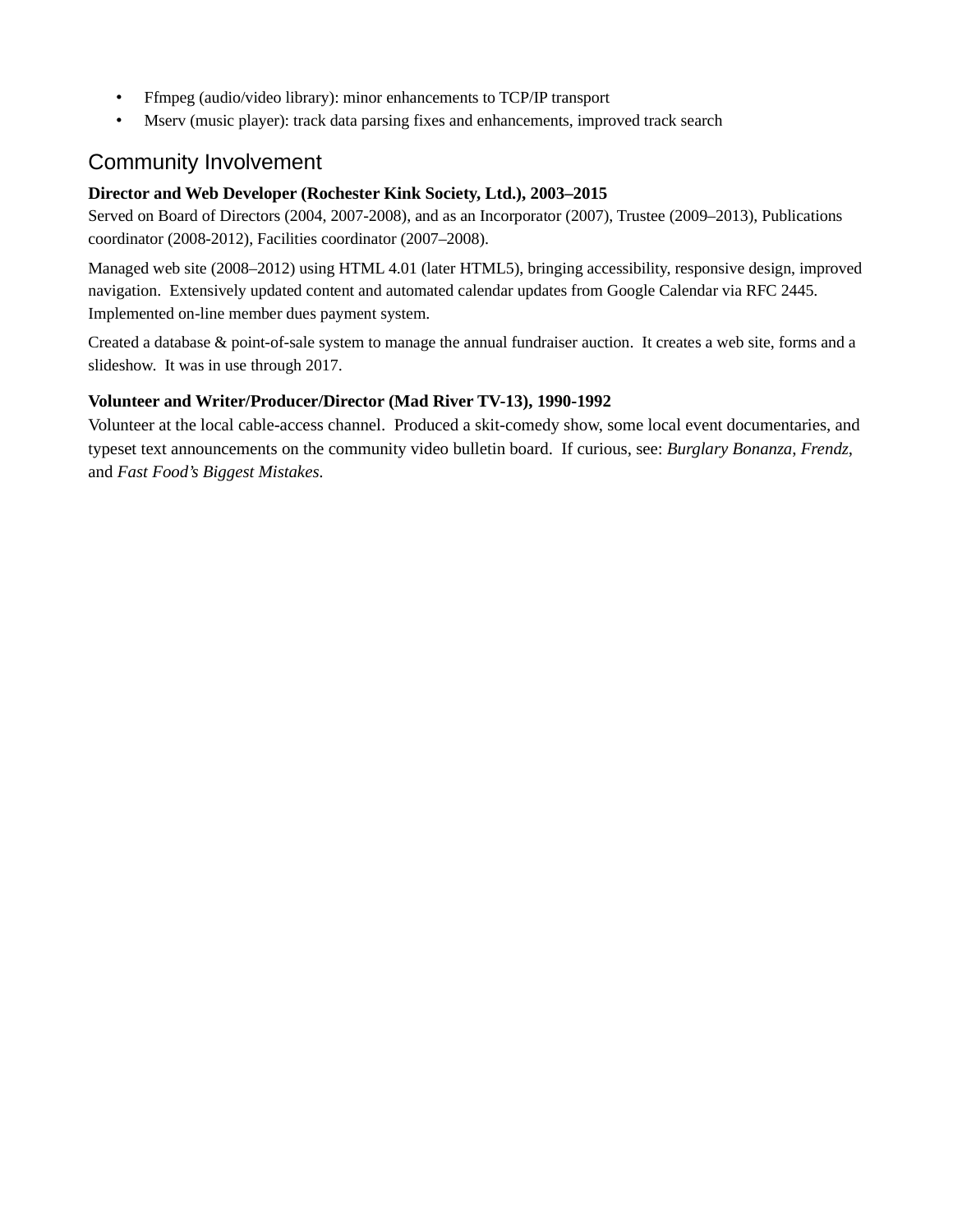- Ffmpeg (audio/video library): minor enhancements to TCP/IP transport
- Mserv (music player): track data parsing fixes and enhancements, improved track search

## Community Involvement

**Director and Web Developer (Rochester Kink Society, Ltd.), 2003–2015**

Served on Board of Directors (2004, 2007-2008), and as an Incorporator (2007), Trustee (2009–2013), Publications coordinator (2008-2012), Facilities coordinator (2007–2008).

Managed web site (2008–2012) using HTML 4.01 (later HTML5), bringing accessibility, responsive design, improved navigation. Extensively updated content and automated calendar updates from Google Calendar via RFC 2445. Implemented on-line member dues payment system.

Created a database & point-of-sale system to manage the annual fundraiser auction. It creates a web site, forms and a slideshow. It was in use through 2017.

**Volunteer and Writer/Producer/Director (Mad River TV-13), 1990-1992**

Volunteer at the local cable-access channel. Produced a skit-comedy show, some local event documentaries, and typeset text announcements on the community video bulletin board. If curious, see: *Burglary Bonanza*, *Frendz*, and *Fast Food's Biggest Mistakes.*